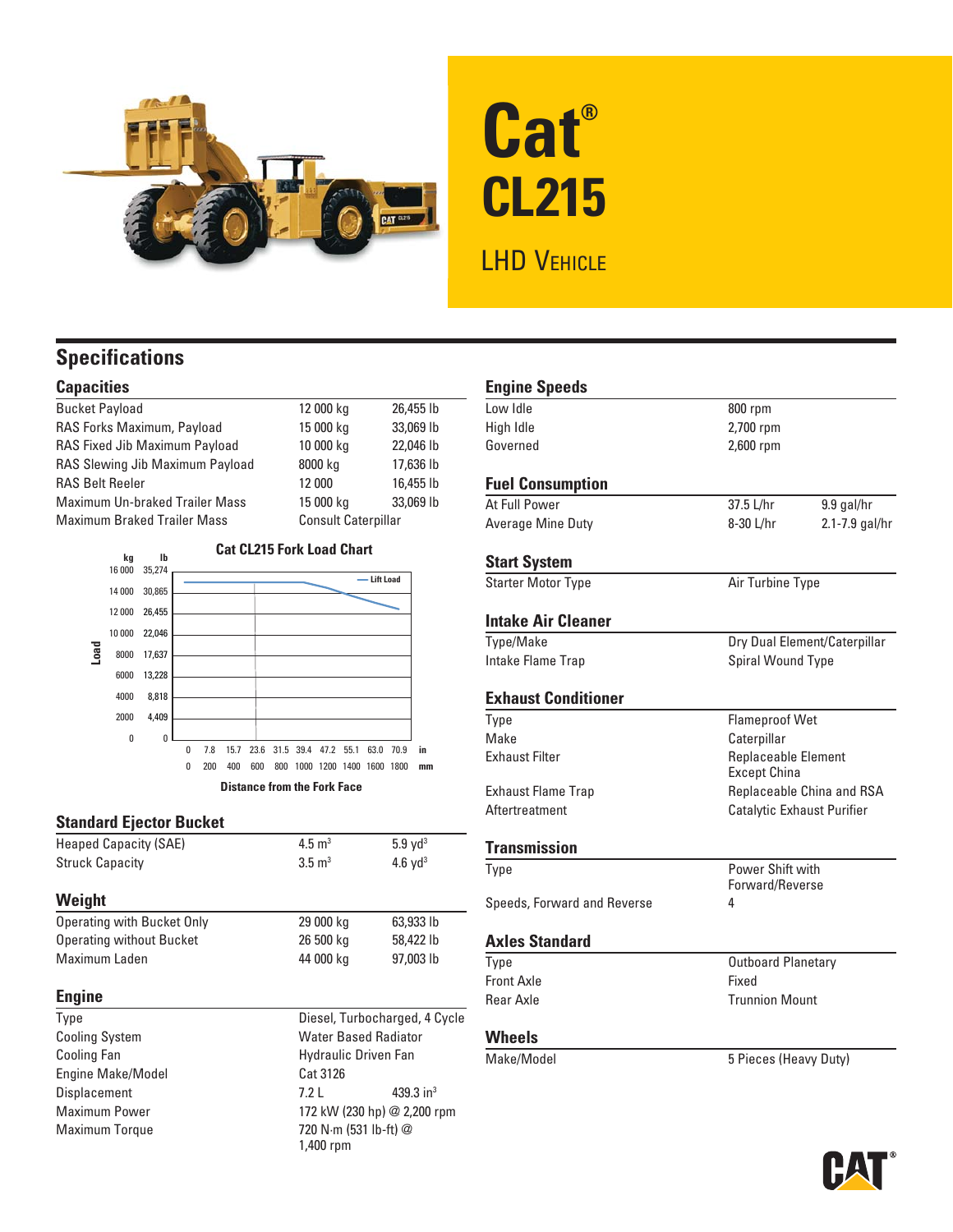# Cat® CL215

## LHD Vehicle

## Specifications

### Capacities

| | | |
|---|---|---|
| Bucket Payload | 12 000 kg | 26,455 lb |
| RAS Forks Maximum, Payload | 15 000 kg | 33,069 lb |
| RAS Fixed Jib Maximum Payload | 10 000 kg | 22,046 lb |
| RAS Slewing Jib Maximum Payload | 8000 kg | 17,636 lb |
| RAS Belt Reeler | 12 000 | 16,455 lb |
| Maximum Un-braked Trailer Mass | 15 000 kg | 33,069 lb |
| Maximum Braked Trailer Mass | Consult Caterpillar | |

**Cat CL215 Fork Load Chart**

Load (kg / lb): 16 000 / 35,274; 14 000 / 30,865; 12 000 / 26,455; 10 000 / 22,046; 8000 / 17,637; 6000 / 13,228; 4000 / 8,818; 2000 / 4,409; 0 / 0

— Lift Load

Distance from the Fork Face: 0, 7.8, 15.7, 23.6, 31.5, 39.4, 47.2, 55.1, 63.0, 70.9 in; 0, 200, 400, 600, 800, 1000, 1200, 1400, 1600, 1800 mm

### Standard Ejector Bucket

| | | |
|---|---|---|
| Heaped Capacity (SAE) | 4.5 $m^3$ | 5.9 $yd^3$ |
| Struck Capacity | 3.5 $m^3$ | 4.6 $yd^3$ |

### Weight

| | | |
|---|---|---|
| Operating with Bucket Only | 29 000 kg | 63,933 lb |
| Operating without Bucket | 26 500 kg | 58,422 lb |
| Maximum Laden | 44 000 kg | 97,003 lb |

### Engine

| | | |
|---|---|---|
| Type | Diesel, Turbocharged, 4 Cycle | |
| Cooling System | Water Based Radiator | |
| Cooling Fan | Hydraulic Driven Fan | |
| Engine Make/Model | Cat 3126 | |
| Displacement | 7.2 L | 439.3 $in^3$ |
| Maximum Power | 172 kW (230 hp) @ 2,200 rpm | |
| Maximum Torque | 720 N·m (531 lb-ft) @ 1,400 rpm | |

### Engine Speeds

| | |
|---|---|
| Low Idle | 800 rpm |
| High Idle | 2,700 rpm |
| Governed | 2,600 rpm |

### Fuel Consumption

| | | |
|---|---|---|
| At Full Power | 37.5 L/hr | 9.9 gal/hr |
| Average Mine Duty | 8-30 L/hr | 2.1-7.9 gal/hr |

### Start System

| | |
|---|---|
| Starter Motor Type | Air Turbine Type |

### Intake Air Cleaner

| | |
|---|---|
| Type/Make | Dry Dual Element/Caterpillar |
| Intake Flame Trap | Spiral Wound Type |

### Exhaust Conditioner

| | |
|---|---|
| Type | Flameproof Wet |
| Make | Caterpillar |
| Exhaust Filter | Replaceable Element Except China |
| Exhaust Flame Trap | Replaceable China and RSA |
| Aftertreatment | Catalytic Exhaust Purifier |

### Transmission

| | |
|---|---|
| Type | Power Shift with Forward/Reverse |
| Speeds, Forward and Reverse | 4 |

### Axles Standard

| | |
|---|---|
| Type | Outboard Planetary |
| Front Axle | Fixed |
| Rear Axle | Trunnion Mount |

### Wheels

| | |
|---|---|
| Make/Model | 5 Pieces (Heavy Duty) |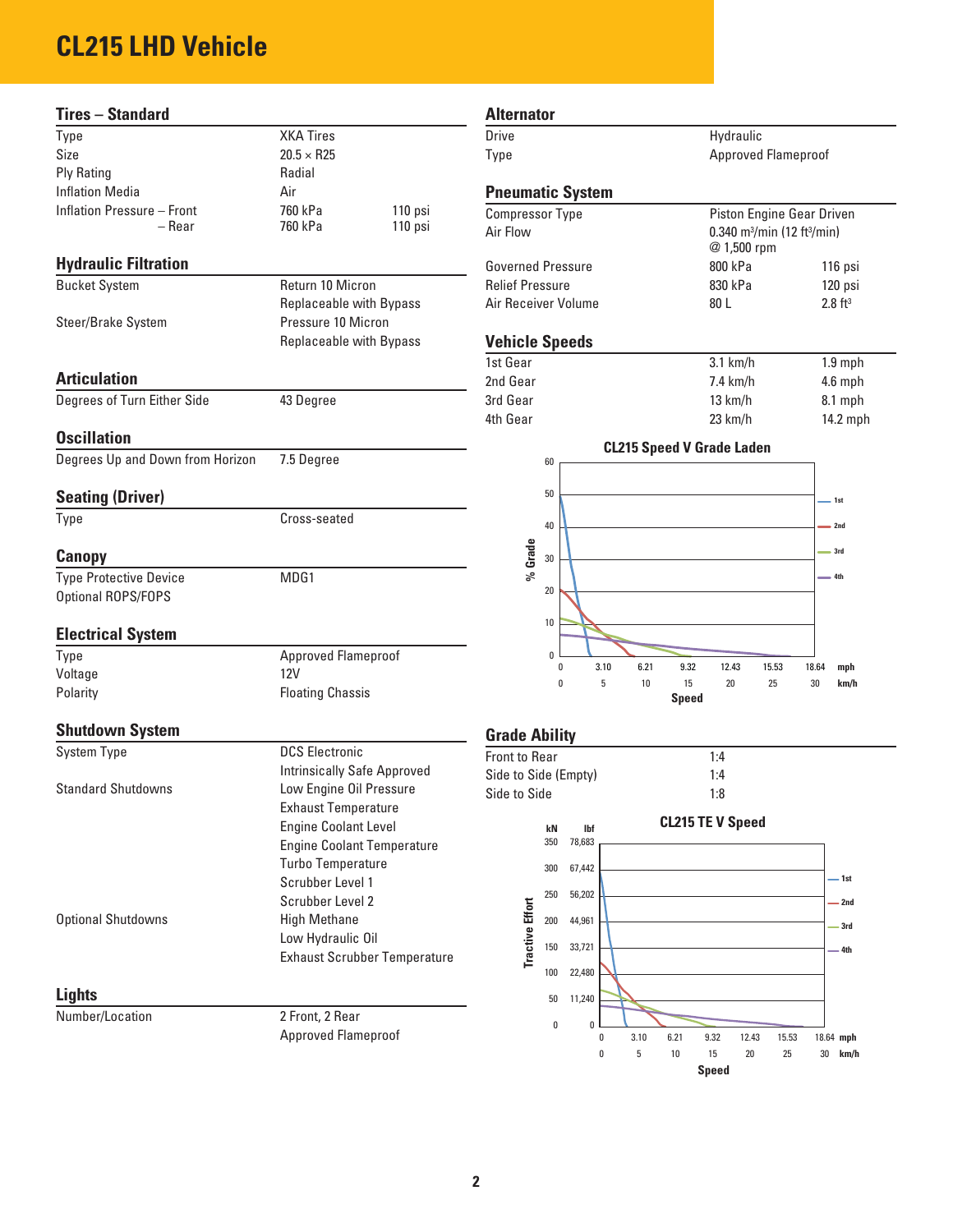# CL215 LHD Vehicle

## Tires – Standard

| | | |
|---|---|---|
| Type | XKA Tires | |
| Size | 20.5 × R25 | |
| Ply Rating | Radial | |
| Inflation Media | Air | |
| Inflation Pressure – Front | 760 kPa | 110 psi |
| – Rear | 760 kPa | 110 psi |

## Hydraulic Filtration

| | |
|---|---|
| Bucket System | Return 10 Micron<br>Replaceable with Bypass |
| Steer/Brake System | Pressure 10 Micron<br>Replaceable with Bypass |

## Articulation

| | |
|---|---|
| Degrees of Turn Either Side | 43 Degree |

## Oscillation

| | |
|---|---|
| Degrees Up and Down from Horizon | 7.5 Degree |

## Seating (Driver)

| | |
|---|---|
| Type | Cross-seated |

## Canopy

| | |
|---|---|
| Type Protective Device | MDG1 |
| Optional ROPS/FOPS | |

## Electrical System

| | |
|---|---|
| Type | Approved Flameproof |
| Voltage | 12V |
| Polarity | Floating Chassis |

## Shutdown System

| | |
|---|---|
| System Type | DCS Electronic<br>Intrinsically Safe Approved |
| Standard Shutdowns | Low Engine Oil Pressure<br>Exhaust Temperature<br>Engine Coolant Level<br>Engine Coolant Temperature<br>Turbo Temperature<br>Scrubber Level 1<br>Scrubber Level 2 |
| Optional Shutdowns | High Methane<br>Low Hydraulic Oil<br>Exhaust Scrubber Temperature |

## Lights

| | |
|---|---|
| Number/Location | 2 Front, 2 Rear<br>Approved Flameproof |

## Alternator

| | |
|---|---|
| Drive | Hydraulic |
| Type | Approved Flameproof |

## Pneumatic System

| | | |
|---|---|---|
| Compressor Type | Piston Engine Gear Driven | |
| Air Flow | 0.340 m³/min (12 ft³/min)<br>@ 1,500 rpm | |
| Governed Pressure | 800 kPa | 116 psi |
| Relief Pressure | 830 kPa | 120 psi |
| Air Receiver Volume | 80 L | 2.8 ft³ |

## Vehicle Speeds

| | | |
|---|---|---|
| 1st Gear | 3.1 km/h | 1.9 mph |
| 2nd Gear | 7.4 km/h | 4.6 mph |
| 3rd Gear | 13 km/h | 8.1 mph |
| 4th Gear | 23 km/h | 14.2 mph |

**CL215 Speed V Grade Laden**

(Chart: % Grade 0–60 vs Speed 0–18.64 mph / 0–30 km/h; curves for 1st, 2nd, 3rd, 4th gear)

## Grade Ability

| | |
|---|---|
| Front to Rear | 1:4 |
| Side to Side (Empty) | 1:4 |
| Side to Side | 1:8 |

**CL215 TE V Speed**

(Chart: Tractive Effort 0–350 kN / 0–78,683 lbf vs Speed 0–18.64 mph / 0–30 km/h; curves for 1st, 2nd, 3rd, 4th gear)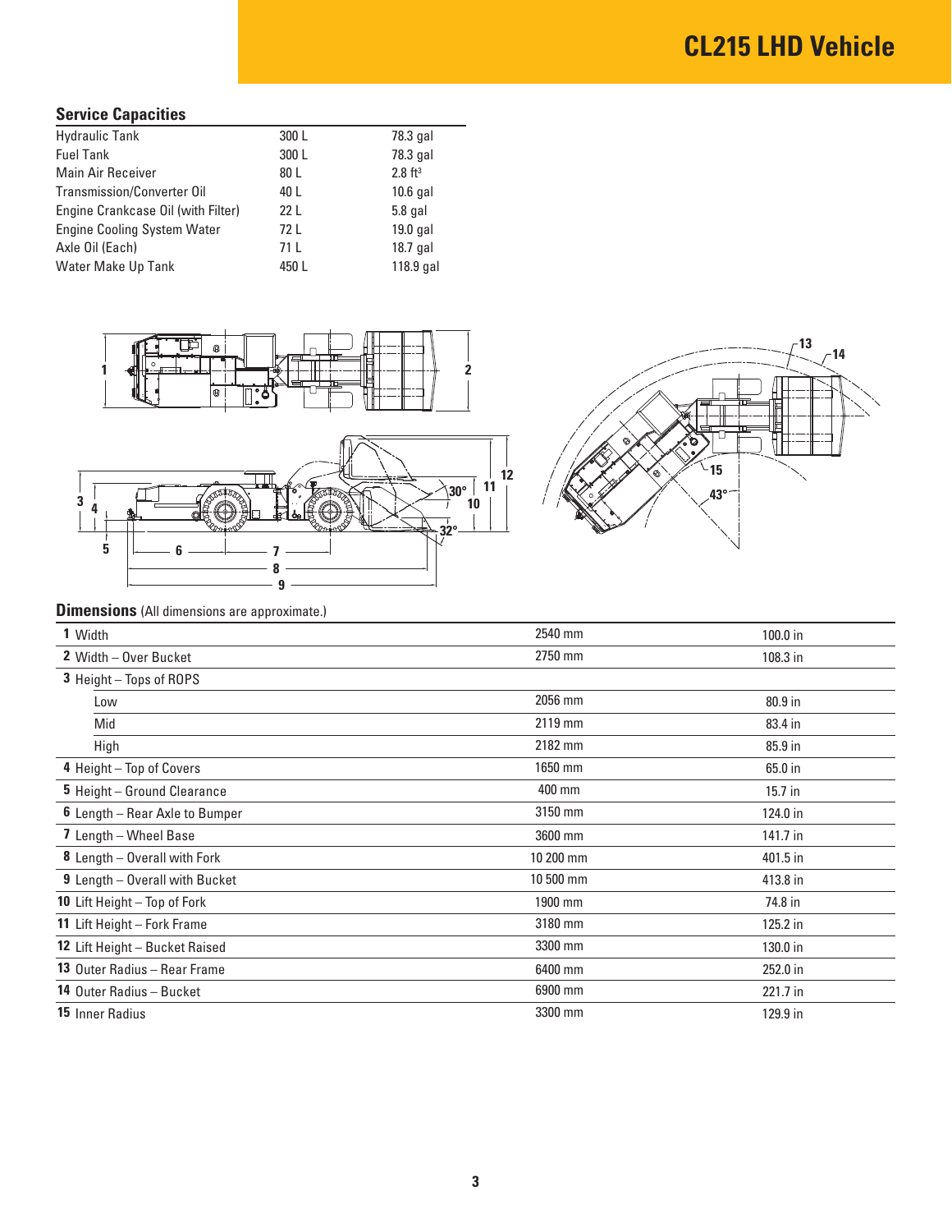# CL215 LHD Vehicle

## Service Capacities

| | | |
|---|---|---|
| Hydraulic Tank | 300 L | 78.3 gal |
| Fuel Tank | 300 L | 78.3 gal |
| Main Air Receiver | 80 L | 2.8 $ft^3$ |
| Transmission/Converter Oil | 40 L | 10.6 gal |
| Engine Crankcase Oil (with Filter) | 22 L | 5.8 gal |
| Engine Cooling System Water | 72 L | 19.0 gal |
| Axle Oil (Each) | 71 L | 18.7 gal |
| Water Make Up Tank | 450 L | 118.9 gal |

## Dimensions (All dimensions are approximate.)

| | | |
|---|---|---|
| **1** Width | 2540 mm | 100.0 in |
| **2** Width – Over Bucket | 2750 mm | 108.3 in |
| **3** Height – Tops of ROPS | | |
| Low | 2056 mm | 80.9 in |
| Mid | 2119 mm | 83.4 in |
| High | 2182 mm | 85.9 in |
| **4** Height – Top of Covers | 1650 mm | 65.0 in |
| **5** Height – Ground Clearance | 400 mm | 15.7 in |
| **6** Length – Rear Axle to Bumper | 3150 mm | 124.0 in |
| **7** Length – Wheel Base | 3600 mm | 141.7 in |
| **8** Length – Overall with Fork | 10 200 mm | 401.5 in |
| **9** Length – Overall with Bucket | 10 500 mm | 413.8 in |
| **10** Lift Height – Top of Fork | 1900 mm | 74.8 in |
| **11** Lift Height – Fork Frame | 3180 mm | 125.2 in |
| **12** Lift Height – Bucket Raised | 3300 mm | 130.0 in |
| **13** Outer Radius – Rear Frame | 6400 mm | 252.0 in |
| **14** Outer Radius – Bucket | 6900 mm | 221.7 in |
| **15** Inner Radius | 3300 mm | 129.9 in |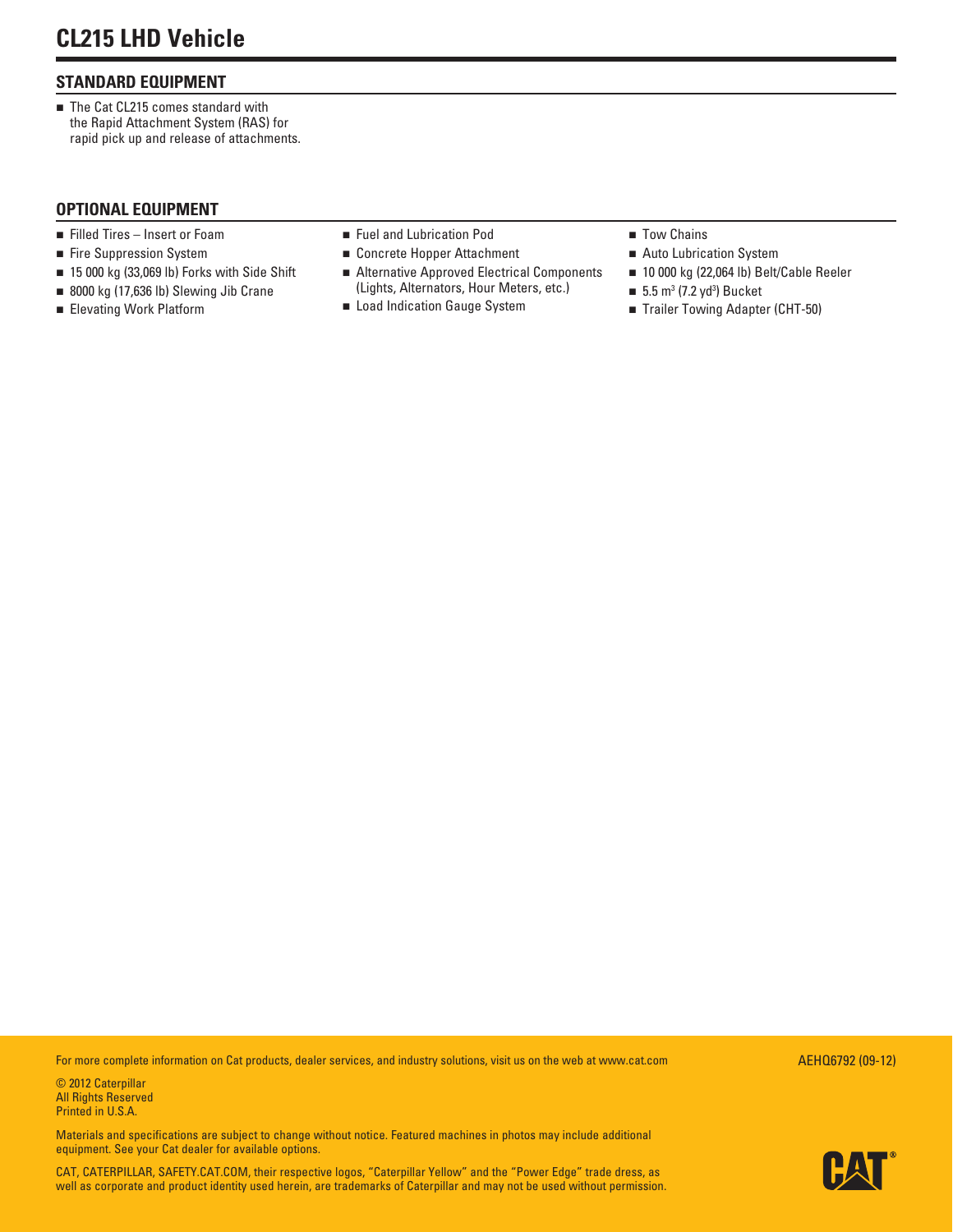# CL215 LHD Vehicle

## STANDARD EQUIPMENT

- The Cat CL215 comes standard with the Rapid Attachment System (RAS) for rapid pick up and release of attachments.

## OPTIONAL EQUIPMENT

- Filled Tires – Insert or Foam
- Fire Suppression System
- 15 000 kg (33,069 lb) Forks with Side Shift
- 8000 kg (17,636 lb) Slewing Jib Crane
- Elevating Work Platform
- Fuel and Lubrication Pod
- Concrete Hopper Attachment
- Alternative Approved Electrical Components (Lights, Alternators, Hour Meters, etc.)
- Load Indication Gauge System
- Tow Chains
- Auto Lubrication System
- 10 000 kg (22,064 lb) Belt/Cable Reeler
- 5.5 $m^3$ (7.2 $yd^3$) Bucket
- Trailer Towing Adapter (CHT-50)

For more complete information on Cat products, dealer services, and industry solutions, visit us on the web at www.cat.com

AEHQ6792 (09-12)

© 2012 Caterpillar
All Rights Reserved
Printed in U.S.A.

Materials and specifications are subject to change without notice. Featured machines in photos may include additional equipment. See your Cat dealer for available options.

CAT, CATERPILLAR, SAFETY.CAT.COM, their respective logos, "Caterpillar Yellow" and the "Power Edge" trade dress, as well as corporate and product identity used herein, are trademarks of Caterpillar and may not be used without permission.